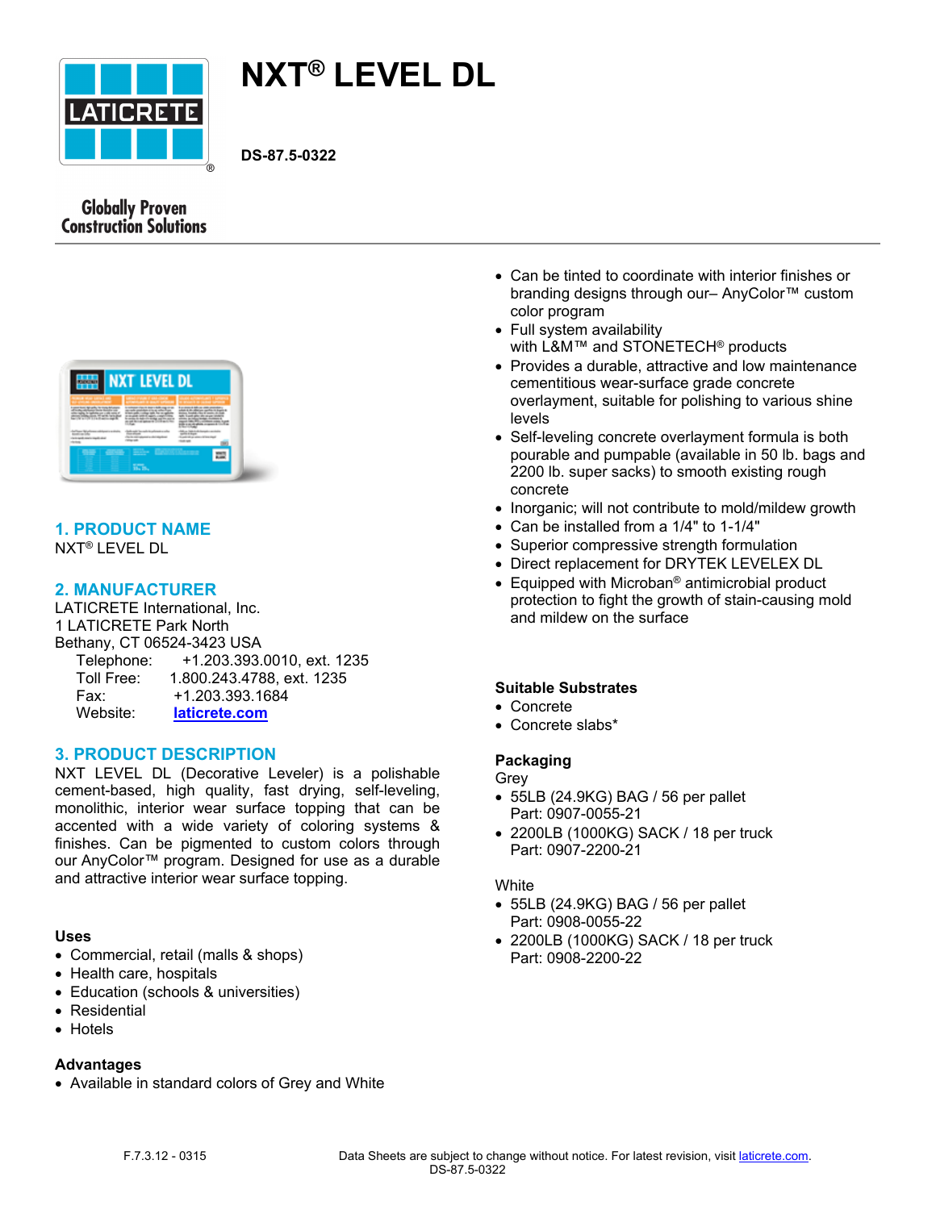# NXT® LEVEL DL

**DS-87.5-0322**

## 1. PRODUCT NAME

NXT® LEVEL DL

## 2. MANUFACTURER

LATICRETE International, Inc.
1 LATICRETE Park North
Bethany, CT 06524-3423 USA

Telephone: +1.203.393.0010, ext. 1235
Toll Free: 1.800.243.4788, ext. 1235
Fax: +1.203.393.1684
Website: [laticrete.com](https://laticrete.com)

## 3. PRODUCT DESCRIPTION

NXT LEVEL DL (Decorative Leveler) is a polishable cement-based, high quality, fast drying, self-leveling, monolithic, interior wear surface topping that can be accented with a wide variety of coloring systems & finishes. Can be pigmented to custom colors through our AnyColor™ program. Designed for use as a durable and attractive interior wear surface topping.

### Uses

- Commercial, retail (malls & shops)
- Health care, hospitals
- Education (schools & universities)
- Residential
- Hotels

### Advantages

- Available in standard colors of Grey and White
- Can be tinted to coordinate with interior finishes or branding designs through our– AnyColor™ custom color program
- Full system availability with L&M™ and STONETECH® products
- Provides a durable, attractive and low maintenance cementitious wear-surface grade concrete overlayment, suitable for polishing to various shine levels
- Self-leveling concrete overlayment formula is both pourable and pumpable (available in 50 lb. bags and 2200 lb. super sacks) to smooth existing rough concrete
- Inorganic; will not contribute to mold/mildew growth
- Can be installed from a 1/4" to 1-1/4"
- Superior compressive strength formulation
- Direct replacement for DRYTEK LEVELEX DL
- Equipped with Microban® antimicrobial product protection to fight the growth of stain-causing mold and mildew on the surface

### Suitable Substrates

- Concrete
- Concrete slabs*

### Packaging

Grey

- 55LB (24.9KG) BAG / 56 per pallet
  Part: 0907-0055-21
- 2200LB (1000KG) SACK / 18 per truck
  Part: 0907-2200-21

White

- 55LB (24.9KG) BAG / 56 per pallet
  Part: 0908-0055-22
- 2200LB (1000KG) SACK / 18 per truck
  Part: 0908-2200-22

F.7.3.12 - 0315

Data Sheets are subject to change without notice. For latest revision, visit [laticrete.com](https://laticrete.com).
DS-87.5-0322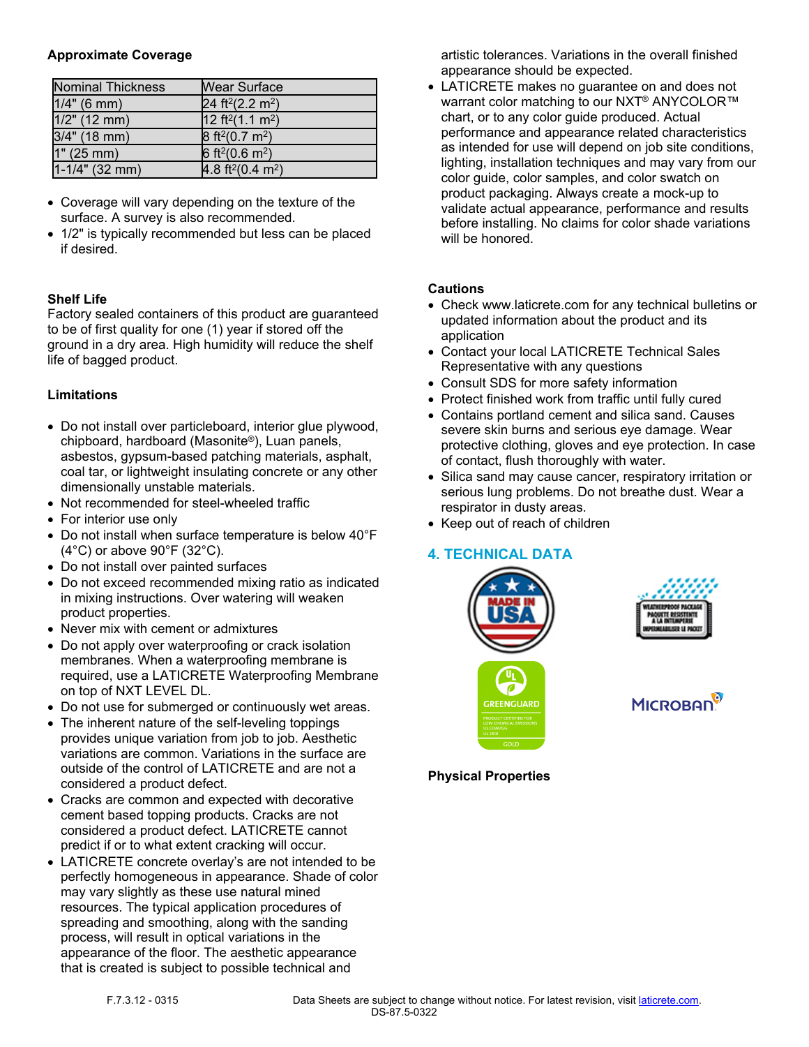### Approximate Coverage

| Nominal Thickness | Wear Surface |
|---|---|
| 1/4" (6 mm) | 24 ft²(2.2 m²) |
| 1/2" (12 mm) | 12 ft²(1.1 m²) |
| 3/4" (18 mm) | 8 ft²(0.7 m²) |
| 1" (25 mm) | 6 ft²(0.6 m²) |
| 1-1/4" (32 mm) | 4.8 ft²(0.4 m²) |

- Coverage will vary depending on the texture of the surface. A survey is also recommended.
- 1/2" is typically recommended but less can be placed if desired.

### Shelf Life

Factory sealed containers of this product are guaranteed to be of first quality for one (1) year if stored off the ground in a dry area. High humidity will reduce the shelf life of bagged product.

### Limitations

- Do not install over particleboard, interior glue plywood, chipboard, hardboard (Masonite®), Luan panels, asbestos, gypsum-based patching materials, asphalt, coal tar, or lightweight insulating concrete or any other dimensionally unstable materials.
- Not recommended for steel-wheeled traffic
- For interior use only
- Do not install when surface temperature is below 40°F (4°C) or above 90°F (32°C).
- Do not install over painted surfaces
- Do not exceed recommended mixing ratio as indicated in mixing instructions. Over watering will weaken product properties.
- Never mix with cement or admixtures
- Do not apply over waterproofing or crack isolation membranes. When a waterproofing membrane is required, use a LATICRETE Waterproofing Membrane on top of NXT LEVEL DL.
- Do not use for submerged or continuously wet areas.
- The inherent nature of the self-leveling toppings provides unique variation from job to job. Aesthetic variations are common. Variations in the surface are outside of the control of LATICRETE and are not a considered a product defect.
- Cracks are common and expected with decorative cement based topping products. Cracks are not considered a product defect. LATICRETE cannot predict if or to what extent cracking will occur.
- LATICRETE concrete overlay's are not intended to be perfectly homogeneous in appearance. Shade of color may vary slightly as these use natural mined resources. The typical application procedures of spreading and smoothing, along with the sanding process, will result in optical variations in the appearance of the floor. The aesthetic appearance that is created is subject to possible technical and artistic tolerances. Variations in the overall finished appearance should be expected.
- LATICRETE makes no guarantee on and does not warrant color matching to our NXT® ANYCOLOR™ chart, or to any color guide produced. Actual performance and appearance related characteristics as intended for use will depend on job site conditions, lighting, installation techniques and may vary from our color guide, color samples, and color swatch on product packaging. Always create a mock-up to validate actual appearance, performance and results before installing. No claims for color shade variations will be honored.

### Cautions

- Check www.laticrete.com for any technical bulletins or updated information about the product and its application
- Contact your local LATICRETE Technical Sales Representative with any questions
- Consult SDS for more safety information
- Protect finished work from traffic until fully cured
- Contains portland cement and silica sand. Causes severe skin burns and serious eye damage. Wear protective clothing, gloves and eye protection. In case of contact, flush thoroughly with water.
- Silica sand may cause cancer, respiratory irritation or serious lung problems. Do not breathe dust. Wear a respirator in dusty areas.
- Keep out of reach of children

## 4. TECHNICAL DATA

### Physical Properties

F.7.3.12 - 0315

Data Sheets are subject to change without notice. For latest revision, visit laticrete.com.
DS-87.5-0322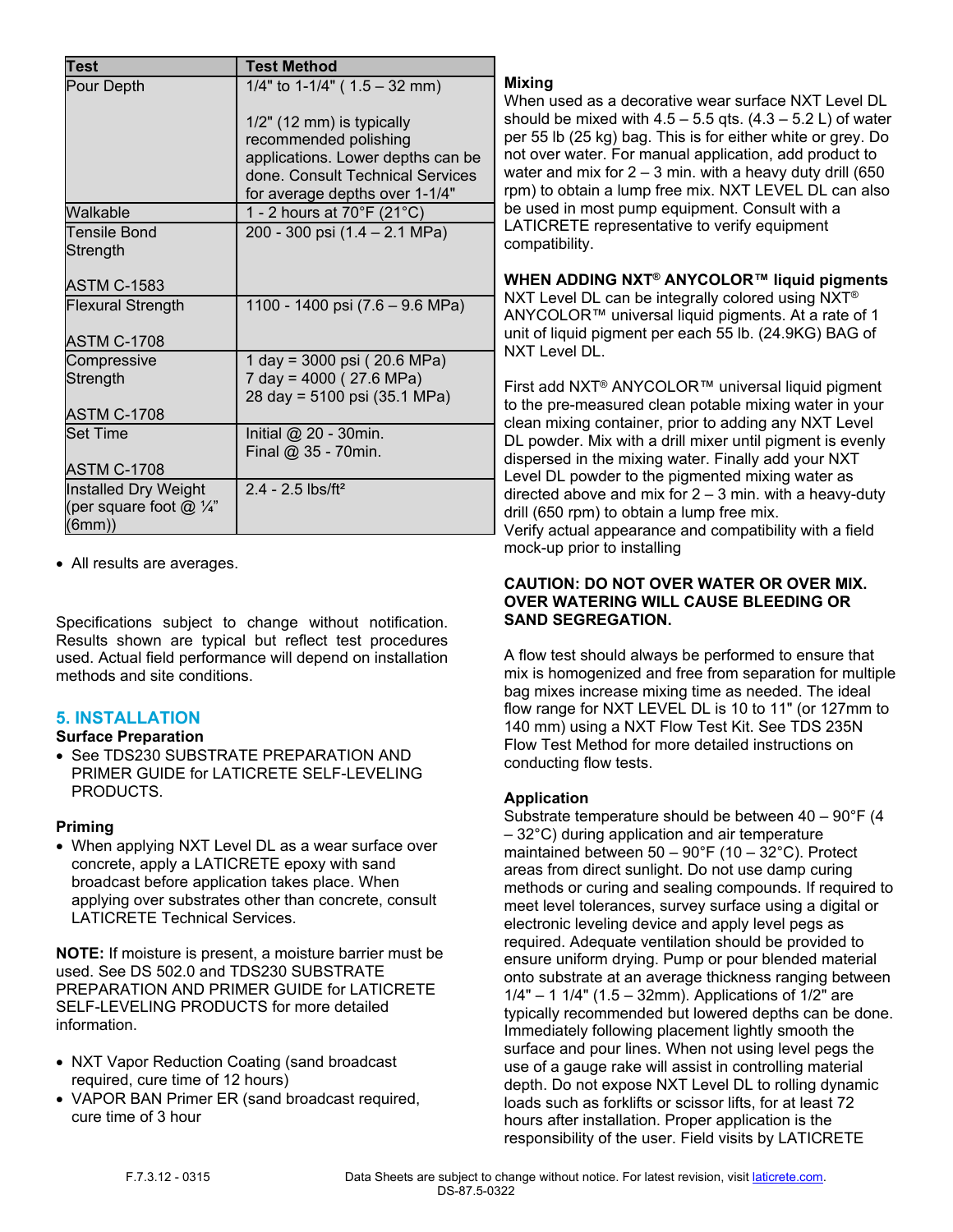| Test | Test Method |
|---|---|
| Pour Depth | 1/4" to 1-1/4" ( 1.5 – 32 mm)<br><br>1/2" (12 mm) is typically recommended polishing applications. Lower depths can be done. Consult Technical Services for average depths over 1-1/4" |
| Walkable | 1 - 2 hours at 70°F (21°C) |
| Tensile Bond Strength<br><br>ASTM C-1583 | 200 - 300 psi (1.4 – 2.1 MPa) |
| Flexural Strength<br><br>ASTM C-1708 | 1100 - 1400 psi (7.6 – 9.6 MPa) |
| Compressive Strength<br><br>ASTM C-1708 | 1 day = 3000 psi ( 20.6 MPa)<br>7 day = 4000 ( 27.6 MPa)<br>28 day = 5100 psi (35.1 MPa) |
| Set Time<br><br>ASTM C-1708 | Initial @ 20 - 30min.<br>Final @ 35 - 70min. |
| Installed Dry Weight (per square foot @ ¼" (6mm)) | 2.4 - 2.5 lbs/ft² |

- All results are averages.

Specifications subject to change without notification. Results shown are typical but reflect test procedures used. Actual field performance will depend on installation methods and site conditions.

## 5. INSTALLATION

**Surface Preparation**

- See TDS230 SUBSTRATE PREPARATION AND PRIMER GUIDE for LATICRETE SELF-LEVELING PRODUCTS.

**Priming**

- When applying NXT Level DL as a wear surface over concrete, apply a LATICRETE epoxy with sand broadcast before application takes place. When applying over substrates other than concrete, consult LATICRETE Technical Services.

**NOTE:** If moisture is present, a moisture barrier must be used. See DS 502.0 and TDS230 SUBSTRATE PREPARATION AND PRIMER GUIDE for LATICRETE SELF-LEVELING PRODUCTS for more detailed information.

- NXT Vapor Reduction Coating (sand broadcast required, cure time of 12 hours)
- VAPOR BAN Primer ER (sand broadcast required, cure time of 3 hour

**Mixing**

When used as a decorative wear surface NXT Level DL should be mixed with 4.5 – 5.5 qts. (4.3 – 5.2 L) of water per 55 lb (25 kg) bag. This is for either white or grey. Do not over water. For manual application, add product to water and mix for 2 – 3 min. with a heavy duty drill (650 rpm) to obtain a lump free mix. NXT LEVEL DL can also be used in most pump equipment. Consult with a LATICRETE representative to verify equipment compatibility.

**WHEN ADDING NXT® ANYCOLOR™ liquid pigments**

NXT Level DL can be integrally colored using NXT® ANYCOLOR™ universal liquid pigments. At a rate of 1 unit of liquid pigment per each 55 lb. (24.9KG) BAG of NXT Level DL.

First add NXT® ANYCOLOR™ universal liquid pigment to the pre-measured clean potable mixing water in your clean mixing container, prior to adding any NXT Level DL powder. Mix with a drill mixer until pigment is evenly dispersed in the mixing water. Finally add your NXT Level DL powder to the pigmented mixing water as directed above and mix for 2 – 3 min. with a heavy-duty drill (650 rpm) to obtain a lump free mix.
Verify actual appearance and compatibility with a field mock-up prior to installing

**CAUTION: DO NOT OVER WATER OR OVER MIX. OVER WATERING WILL CAUSE BLEEDING OR SAND SEGREGATION.**

A flow test should always be performed to ensure that mix is homogenized and free from separation for multiple bag mixes increase mixing time as needed. The ideal flow range for NXT LEVEL DL is 10 to 11" (or 127mm to 140 mm) using a NXT Flow Test Kit. See TDS 235N Flow Test Method for more detailed instructions on conducting flow tests.

**Application**

Substrate temperature should be between 40 – 90°F (4 – 32°C) during application and air temperature maintained between 50 – 90°F (10 – 32°C). Protect areas from direct sunlight. Do not use damp curing methods or curing and sealing compounds. If required to meet level tolerances, survey surface using a digital or electronic leveling device and apply level pegs as required. Adequate ventilation should be provided to ensure uniform drying. Pump or pour blended material onto substrate at an average thickness ranging between 1/4" – 1 1/4" (1.5 – 32mm). Applications of 1/2" are typically recommended but lowered depths can be done. Immediately following placement lightly smooth the surface and pour lines. When not using level pegs the use of a gauge rake will assist in controlling material depth. Do not expose NXT Level DL to rolling dynamic loads such as forklifts or scissor lifts, for at least 72 hours after installation. Proper application is the responsibility of the user. Field visits by LATICRETE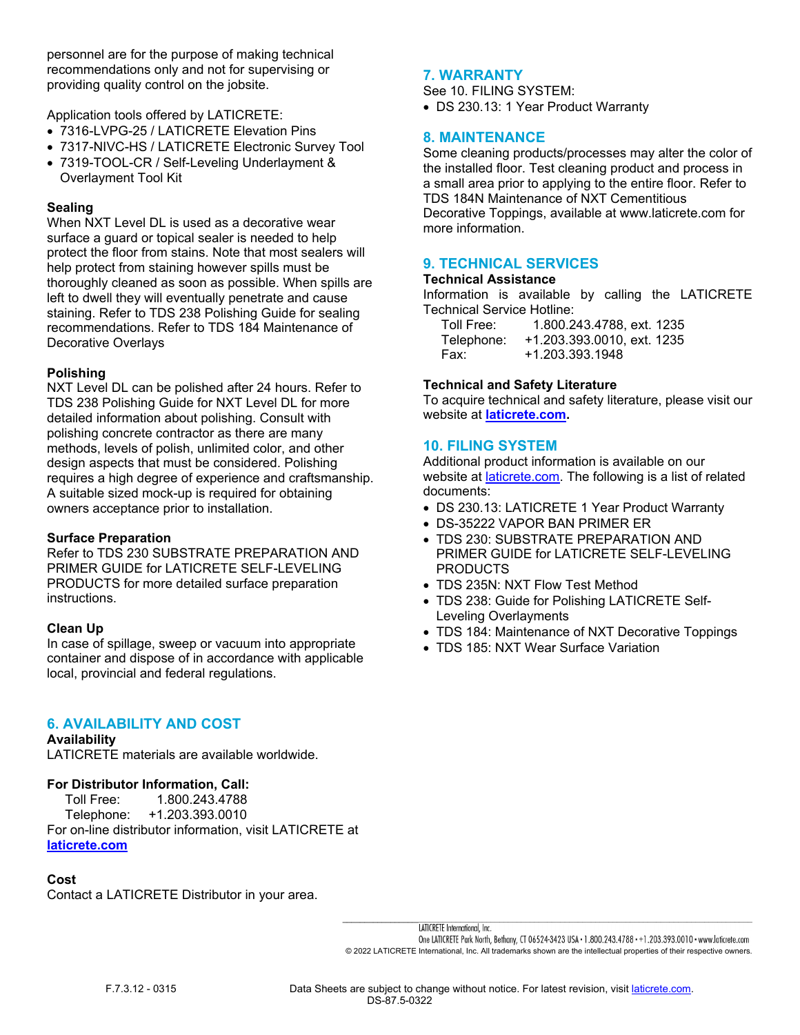personnel are for the purpose of making technical recommendations only and not for supervising or providing quality control on the jobsite.

Application tools offered by LATICRETE:

- 7316-LVPG-25 / LATICRETE Elevation Pins
- 7317-NIVC-HS / LATICRETE Electronic Survey Tool
- 7319-TOOL-CR / Self-Leveling Underlayment & Overlayment Tool Kit

**Sealing**

When NXT Level DL is used as a decorative wear surface a guard or topical sealer is needed to help protect the floor from stains. Note that most sealers will help protect from staining however spills must be thoroughly cleaned as soon as possible. When spills are left to dwell they will eventually penetrate and cause staining. Refer to TDS 238 Polishing Guide for sealing recommendations. Refer to TDS 184 Maintenance of Decorative Overlays

**Polishing**

NXT Level DL can be polished after 24 hours. Refer to TDS 238 Polishing Guide for NXT Level DL for more detailed information about polishing. Consult with polishing concrete contractor as there are many methods, levels of polish, unlimited color, and other design aspects that must be considered. Polishing requires a high degree of experience and craftsmanship. A suitable sized mock-up is required for obtaining owners acceptance prior to installation.

**Surface Preparation**

Refer to TDS 230 SUBSTRATE PREPARATION AND PRIMER GUIDE for LATICRETE SELF-LEVELING PRODUCTS for more detailed surface preparation instructions.

**Clean Up**

In case of spillage, sweep or vacuum into appropriate container and dispose of in accordance with applicable local, provincial and federal regulations.

## 6. AVAILABILITY AND COST

**Availability**

LATICRETE materials are available worldwide.

**For Distributor Information, Call:**

Toll Free: 1.800.243.4788
Telephone: +1.203.393.0010

For on-line distributor information, visit LATICRETE at **laticrete.com**

**Cost**

Contact a LATICRETE Distributor in your area.

## 7. WARRANTY

See 10. FILING SYSTEM:

- DS 230.13: 1 Year Product Warranty

## 8. MAINTENANCE

Some cleaning products/processes may alter the color of the installed floor. Test cleaning product and process in a small area prior to applying to the entire floor. Refer to TDS 184N Maintenance of NXT Cementitious Decorative Toppings, available at www.laticrete.com for more information.

## 9. TECHNICAL SERVICES

**Technical Assistance**

Information is available by calling the LATICRETE Technical Service Hotline:

Toll Free: 1.800.243.4788, ext. 1235
Telephone: +1.203.393.0010, ext. 1235
Fax: +1.203.393.1948

**Technical and Safety Literature**

To acquire technical and safety literature, please visit our website at **laticrete.com.**

## 10. FILING SYSTEM

Additional product information is available on our website at laticrete.com. The following is a list of related documents:

- DS 230.13: LATICRETE 1 Year Product Warranty
- DS-35222 VAPOR BAN PRIMER ER
- TDS 230: SUBSTRATE PREPARATION AND PRIMER GUIDE for LATICRETE SELF-LEVELING PRODUCTS
- TDS 235N: NXT Flow Test Method
- TDS 238: Guide for Polishing LATICRETE Self-Leveling Overlayments
- TDS 184: Maintenance of NXT Decorative Toppings
- TDS 185: NXT Wear Surface Variation

LATICRETE International, Inc.
One LATICRETE Park North, Bethany, CT 06524-3423 USA • 1.800.243.4788 • +1.203.393.0010 • www.laticrete.com
© 2022 LATICRETE International, Inc. All trademarks shown are the intellectual properties of their respective owners.

F.7.3.12 - 0315

Data Sheets are subject to change without notice. For latest revision, visit laticrete.com.
DS-87.5-0322